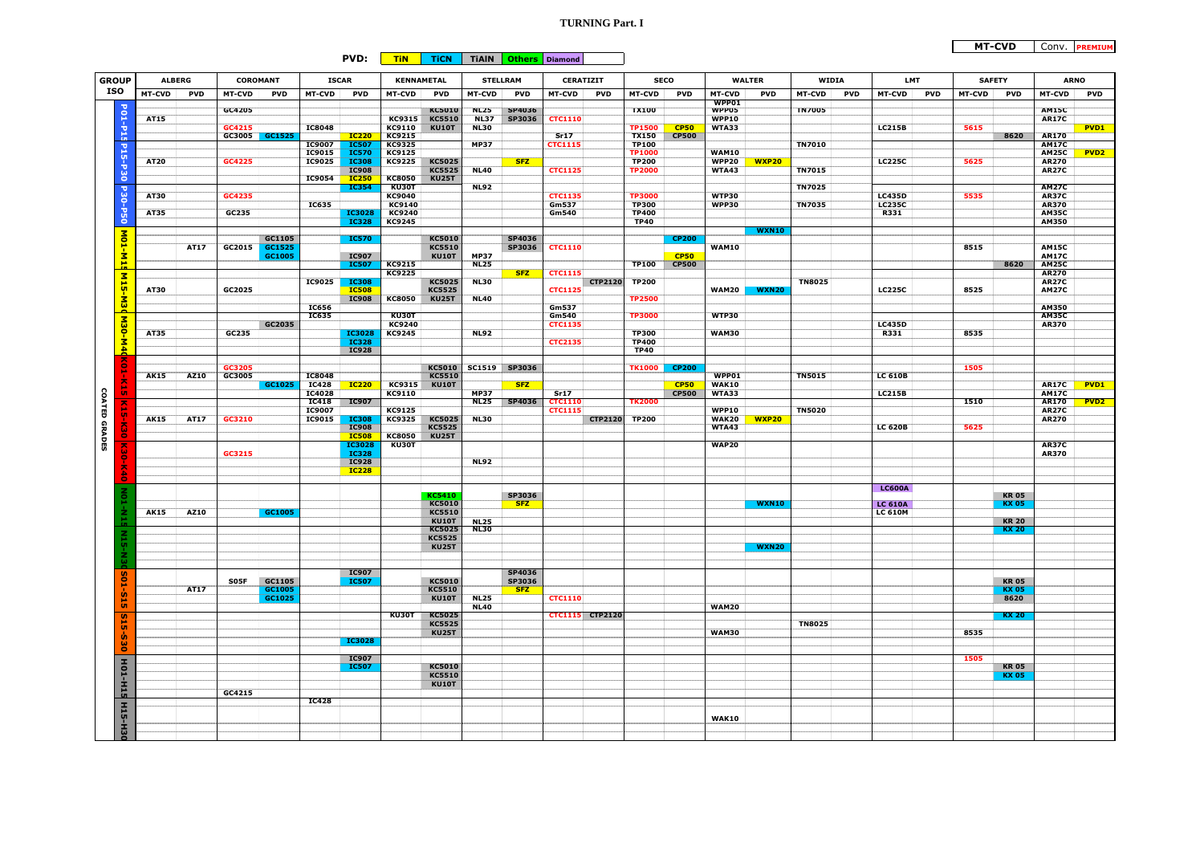# TURNING Part. I

PVD: TiN | TiCN | TiAlN | Others | Diamond

MT-CVD | Conv. | PREMIUM

| GROUP ISO | | ALBERG MT-CVD | ALBERG PVD | COROMANT MT-CVD | COROMANT PVD | ISCAR MT-CVD | ISCAR PVD | KENNAMETAL MT-CVD | KENNAMETAL PVD | STELLRAM MT-CVD | STELLRAM PVD | CERATIZIT MT-CVD | CERATIZIT PVD | SECO MT-CVD | SECO PVD | WALTER MT-CVD | WALTER PVD | WIDIA MT-CVD | WIDIA PVD | LMT MT-CVD | LMT PVD | SAFETY MT-CVD | SAFETY PVD | ARNO MT-CVD | ARNO PVD |
|---|---|---|---|---|---|---|---|---|---|---|---|---|---|---|---|---|---|---|---|---|---|---|---|---|---|
| COATED GRADES | P01-P15 | | | GC4205 | | | | | KC5010 | NL25 | SP4036 | | | TX100 | | WPP01 WPP05 | | TN7005 | | | | | | AM15C | |
| | | AT15 | | | | | | KC9315 | KC5510 | NL37 | SP3036 | CTC1110 | | | | WPP10 | | | | | | | | AR17C | |
| | | | | GC4215 | | IC8048 | | KC9110 | KU10T | NL30 | | | | TP1500 | CP50 | WTA33 | | | | LC215B | | 5615 | | | PVD1 |
| | | | | GC3005 | GC1525 | | IC220 | KC9215 | | | | Sr17 | | TX150 | CP500 | | | | | | | | 8620 | AR170 | |
| | P15-P30 | | | | | IC9007 IC9015 | IC507 IC570 | KC9325 KC9125 | | MP37 | | CTC1115 | | TP100 TP1000 | | WAM10 | | TN7010 | | | | | | AM17C AM25C | PVD2 |
| | | AT20 | | GC4225 | | IC9025 | IC308 | KC9225 | KC5025 | | SFZ | | | TP200 | | WPP20 | WXP20 | | | LC225C | | 5625 | | AR270 | |
| | | | | | | | IC908 | | KC5525 | NL40 | | CTC1125 | | TP2000 | | WTA43 | | TN7015 | | | | | | AR27C | |
| | | | | | | IC9054 | IC250 | KC8050 | KU25T | | | | | | | | | | | | | | | | |
| | P30-P50 | | | | | | IC354 | KU30T | | NL92 | | | | | | | | TN7025 | | | | | | AM27C | |
| | | AT30 | | GC4235 | | | | KC9040 | | | | CTC1135 | | TP3000 | | WTP30 | | | | LC435D | | 5535 | | AR37C | |
| | | | | | | IC635 | | KC9140 | | | | Gm537 | | TP300 | | WPP30 | | TN7035 | | LC235C | | | | AR370 | |
| | | AT35 | | GC235 | | | IC3028 | KC9240 | | | | Gm540 | | TP400 | | | | | | R331 | | | | AM35C | |
| | | | | | | | IC328 | KC9245 | | | | | | TP40 | | | | | | | | | | AM350 | |
| | M01-M15 | | | | GC1105 | | IC570 | | KC5010 | | SP4036 | | | | CP200 | | WXN10 | | | | | | | | |
| | | | AT17 | GC2015 | GC1525 | | | | KC5510 | | SP3036 | CTC1110 | | | | WAM10 | | | | | | 8515 | | AM15C | |
| | | | | | GC1005 | | IC907 | | KU10T | MP37 | | | | | CP50 | | | | | | | | | AM17C | |
| | | | | | | | IC507 | KC9215 | | NL25 | | | | TP100 | CP500 | | | | | | | | 8620 | AM25C | |
| | M15-M30 | | | | | | | KC9225 | | | SFZ | CTC1115 | | | | | | | | | | | | AR270 | |
| | | | | | | IC9025 | IC308 | | KC5025 | NL30 | | | CTP2120 | TP200 | | | | TN8025 | | | | | | AR27C | |
| | | AT30 | | GC2025 | | | IC508 | | KC5525 | | | CTC1125 | | | | WAM20 | WXN20 | | | LC225C | | 8525 | | AM27C | |
| | | | | | | | IC908 | KC8050 | KU25T | NL40 | | | | TP2500 | | | | | | | | | | | |
| | M30-M40 | | | | | IC656 | | | | | | Gm537 | | | | | | | | | | | | AM350 | |
| | | | | | | IC635 | | KU30T | | | | Gm540 | | TP3000 | | WTP30 | | | | | | | | AM35C | |
| | | | | | GC2035 | | | KC9240 | | | | CTC1135 | | | | | | | | LC435D | | | | AR370 | |
| | | AT35 | | GC235 | | | IC3028 | KC9245 | | NL92 | | | | TP300 | | WAM30 | | | | R331 | | 8535 | | | |
| | | | | | | | IC328 | | | | | CTC2135 | | TP400 | | | | | | | | | | | |
| | | | | | | | IC928 | | | | | | | TP40 | | | | | | | | | | | |
| | K01-K15 | | | GC3205 | | | | | KC5010 | SC1519 | SP3036 | | | TK1000 | CP200 | | | | | | | 1505 | | | |
| | | AK15 | AZ10 | GC3005 | | IC8048 | | | KC5510 | | | | | | | WPP01 | | TN5015 | | LC 610B | | | | | |
| | | | | | GC1025 | IC428 | IC220 | KC9315 | KU10T | | SFZ | | | | CP50 | WAK10 | | | | | | | | AR17C | PVD1 |
| | | | | | | IC4028 | | KC9110 | | MP37 | | Sr17 | | | CP500 | WTA33 | | | | LC215B | | | | AM17C | |
| | K15-K30 | | | | | IC418 | IC907 | | | NL25 | SP4036 | CTC1110 | | TK2000 | | | | | | | | 1510 | | AR170 | PVD2 |
| | | | | | | IC9007 | | KC9125 | | | | CTC1115 | | | | WPP10 | | TN5020 | | | | | | AR27C | |
| | | AK15 | AT17 | GC3210 | | IC9015 | IC308 | KC9325 | KC5025 | NL30 | | | CTP2120 | TP200 | | WAK20 | WXP20 | | | | | | | AR270 | |
| | | | | | | | IC908 | | KC5525 | | | | | | | WTA43 | | | | LC 620B | | 5625 | | | |
| | | | | | | | IC508 | KC8050 | KU25T | | | | | | | | | | | | | | | | |
| | K30-K40 | | | | | | IC3028 | KU30T | | | | | | | | WAP20 | | | | | | | | AR37C | |
| | | | | GC3215 | | | IC328 | | | | | | | | | | | | | | | | | AR370 | |
| | | | | | | | IC928 | | | NL92 | | | | | | | | | | | | | | | |
| | | | | | | | IC228 | | | | | | | | | | | | | | | | | | |
| | N01-N15 | | | | | | | | KC5410 | | SP3036 | | | | | | | | | LC600A | | | KR 05 | | |
| | | | | | | | | | KC5010 | | SFZ | | | | | | WXN10 | | | LC 610A | | | KX 05 | | |
| | | AK15 | AZ10 | | GC1005 | | | | KC5510 | | | | | | | | | | | LC 610M | | | | | |
| | | | | | | | | | KU10T | NL25 | | | | | | | | | | | | | KR 20 | | |
| | N15-N30 | | | | | | | | KC5025 | NL30 | | | | | | | | | | | | | KX 20 | | |
| | | | | | | | | | KC5525 | | | | | | | | | | | | | | | | |
| | | | | | | | | | KU25T | | | | | | | | WXN20 | | | | | | | | |
| | S01-S15 | | | | | | IC907 | | | | SP4036 | | | | | | | | | | | | | | |
| | | | | S05F | GC1105 | | IC507 | | KC5010 | | SP3036 | | | | | | | | | | | | KR 05 | | |
| | | | AT17 | | GC1005 | | | | KC5510 | | SFZ | | | | | | | | | | | | KX 05 | | |
| | | | | | GC1025 | | | | KU10T | NL25 | | CTC1110 | | | | | | | | | | | 8620 | | |
| | | | | | | | | | | NL40 | | | | | | WAM20 | | | | | | | | | |
| | S15-S30 | | | | | | | KU30T | KC5025 | | | CTC1115 | CTP2120 | | | | | | | | | | KX 20 | | |
| | | | | | | | | | KC5525 | | | | | | | | | TN8025 | | | | | | | |
| | | | | | | | | | KU25T | | | | | | | WAM30 | | | | | | 8535 | | | |
| | | | | | | | IC3028 | | | | | | | | | | | | | | | | | | |
| | H01-H15 | | | | | | IC907 | | | | | | | | | | | | | | | 1505 | | | |
| | | | | | | | IC507 | | KC5010 | | | | | | | | | | | | | | KR 05 | | |
| | | | | | | | | | KC5510 | | | | | | | | | | | | | | KX 05 | | |
| | | | | | | | | | KU10T | | | | | | | | | | | | | | | | |
| | | | | GC4215 | | | | | | | | | | | | | | | | | | | | | |
| | H15-H30 | | | | | IC428 | | | | | | | | | | | | | | | | | | | |
| | | | | | | | | | | | | | | | | WAK10 | | | | | | | | | |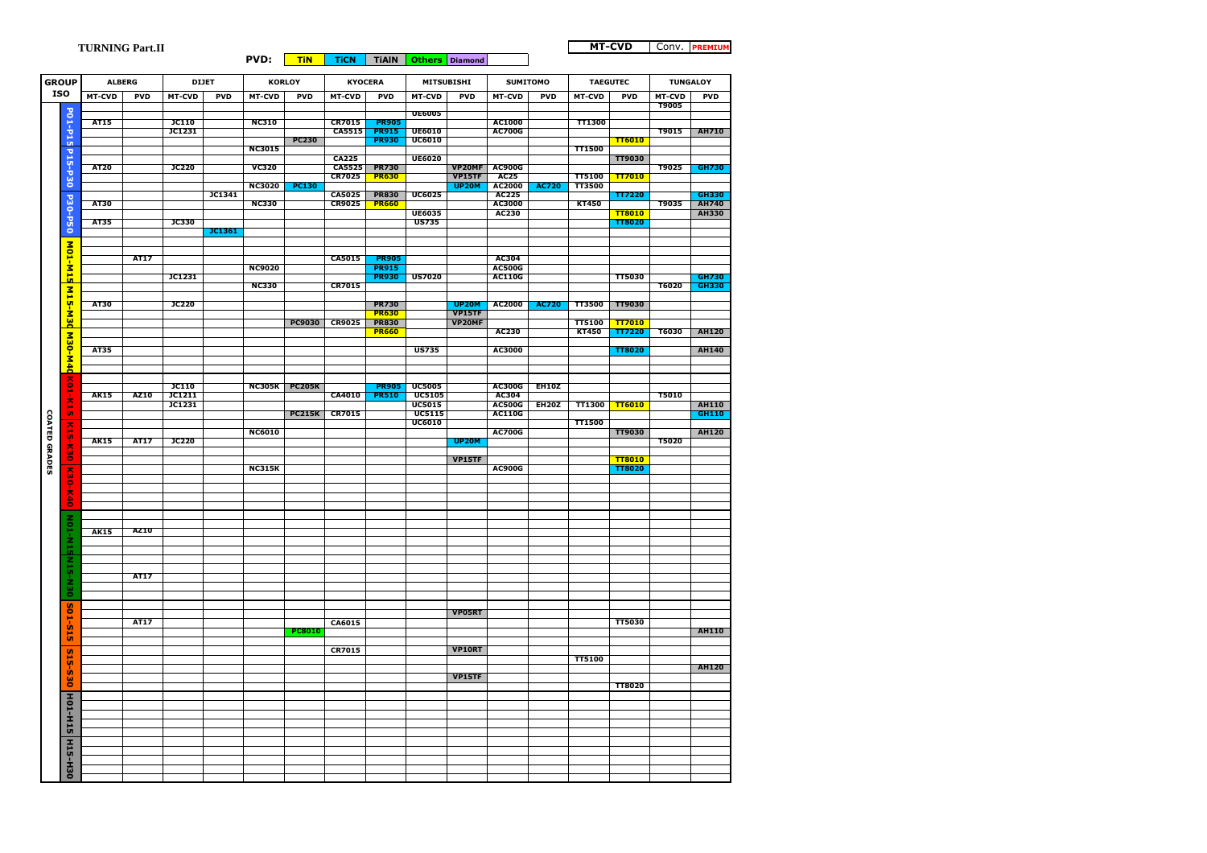**TURNING Part.II**

PVD: TiN | TiCN | TiAlN | Others | Diamond

MT-CVD | Conv. | PREMIUM

| GROUP ISO | ALBERG MT-CVD | ALBERG PVD | DIJET MT-CVD | DIJET PVD | KORLOY MT-CVD | KORLOY PVD | KYOCERA MT-CVD | KYOCERA PVD | MITSUBISHI MT-CVD | MITSUBISHI PVD | SUMITOMO MT-CVD | SUMITOMO PVD | TAEGUTEC MT-CVD | TAEGUTEC PVD | TUNGALOY MT-CVD | TUNGALOY PVD |
|---|---|---|---|---|---|---|---|---|---|---|---|---|---|---|---|---|
| P01-P15 | | | | | | | | | UE6005 | | | | | | T9005 | |
| | AT15 | | JC110 | | NC310 | | CR7015 | PR905 | | | AC1000 | | TT1300 | | | |
| | | | JC1231 | | | | CA5515 | PR915 | UE6010 | | AC700G | | | | T9015 | AH710 |
| | | | | | | PC230 | | PR930 | UC6010 | | | | | TT6010 | | |
| | | | | | NC3015 | | | | | | | | TT1500 | | | |
| P15-P30 | | | | | | | CA225 | | UE6020 | | | | | TT9030 | | |
| | AT20 | | JC220 | | VC320 | | CA5525 | PR730 | | VP20MF | AC900G | | | | T9025 | GH730 |
| | | | | | | | CR7025 | PR630 | | VP15TF | AC25 | | TT5100 | TT7010 | | |
| | | | | | NC3020 | PC130 | | | | UP20M | AC2000 | AC720 | TT3500 | | | |
| P30-P50 | | | | JC1341 | | | CA5025 | PR830 | UC6025 | | AC225 | | | TT7220 | | GH330 |
| | AT30 | | | | NC330 | | CR9025 | PR660 | | | AC3000 | | KT450 | | T9035 | AH740 |
| | | | | | | | | | UE6035 | | AC230 | | | TT8010 | | AH330 |
| | AT35 | | JC330 | | | | | | US735 | | | | | TT8020 | | |
| | | | | JC1361 | | | | | | | | | | | | |
| M01-M15 | | | | | | | | | | | | | | | | |
| | | AT17 | | | | | CA5015 | PR905 | | | AC304 | | | | | |
| | | | | | NC9020 | | | PR915 | | | AC500G | | | | | |
| | | | JC1231 | | | | | PR930 | US7020 | | AC110G | | | TT5030 | | GH730 |
| | | | | | NC330 | | CR7015 | | | | | | | | T6020 | GH330 |
| M15-M30 | | | | | | | | | | | | | | | | |
| | AT30 | | JC220 | | | | | PR730 | | UP20M | AC2000 | AC720 | TT3500 | TT9030 | | |
| | | | | | | | | PR630 | | VP15TF | | | | | | |
| | | | | | | PC9030 | CR9025 | PR830 | | VP20MF | | | TT5100 | TT7010 | | |
| M30-M40 | | | | | | | | PR660 | | | AC230 | | KT450 | TT7220 | T6030 | AH120 |
| | AT35 | | | | | | | | US735 | | AC3000 | | | TT8020 | | AH140 |
| K01-K15 | | | JC110 | | NC305K | PC205K | | PR905 | UC5005 | | AC300G | EH10Z | | | | |
| | AK15 | AZ10 | JC1211 | | | | CA4010 | PR510 | UC5105 | | AC304 | | | | T5010 | |
| | | | JC1231 | | | | | | UC5015 | | AC500G | EH20Z | TT1300 | TT6010 | | AH110 |
| | | | | | | PC215K | CR7015 | | UC5115 | | AC110G | | | | | GH110 |
| K15-K30 | | | | | | | | | UC6010 | | | | TT1500 | | | |
| | | | | | NC6010 | | | | | | AC700G | | | TT9030 | | AH120 |
| | AK15 | AT17 | JC220 | | | | | | | UP20M | | | | | T5020 | |
| | | | | | | | | | | VP15TF | | | | TT8010 | | |
| K30-K40 | | | | | NC315K | | | | | | AC900G | | | TT8020 | | |
| N01-N15 | | | | | | | | | | | | | | | | |
| | AK15 | AZ10 | | | | | | | | | | | | | | |
| N15-N30 | | | | | | | | | | | | | | | | |
| | | AT17 | | | | | | | | | | | | | | |
| S01-S15 | | | | | | | | | | VP05RT | | | | | | |
| | | AT17 | | | | | CA6015 | | | | | | | TT5030 | | |
| | | | | | | PC8010 | | | | | | | | | | AH110 |
| S15-S30 | | | | | | | CR7015 | | | VP10RT | | | | | | |
| | | | | | | | | | | | | | TT5100 | | | |
| | | | | | | | | | | | | | | | | AH120 |
| | | | | | | | | | | VP15TF | | | | | | |
| | | | | | | | | | | | | | | TT8020 | | |
| H01-H15 | | | | | | | | | | | | | | | | |
| H15-H30 | | | | | | | | | | | | | | | | |

COATED GRADES